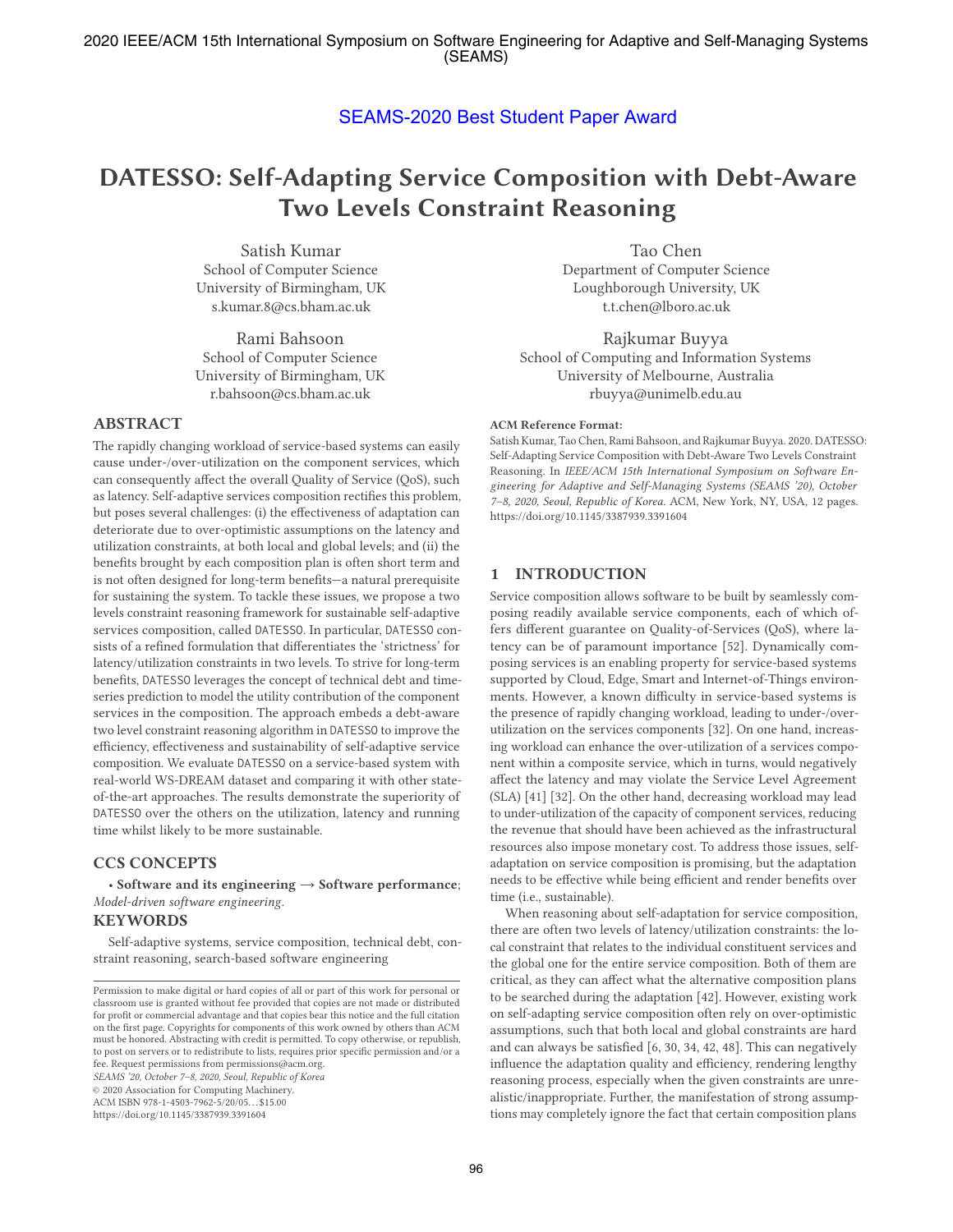SEAMS-2020 Best Student Paper Award

# DATESSO: Self-Adapting Service Composition with Debt-Aware Two Levels Constraint Reasoning

Satish Kumar
School of Computer Science
University of Birmingham, UK
s.kumar.8@cs.bham.ac.uk

Tao Chen
Department of Computer Science
Loughborough University, UK
t.t.chen@lboro.ac.uk

Rami Bahsoon
School of Computer Science
University of Birmingham, UK
r.bahsoon@cs.bham.ac.uk

Rajkumar Buyya
School of Computing and Information Systems
University of Melbourne, Australia
rbuyya@unimelb.edu.au

## ABSTRACT

The rapidly changing workload of service-based systems can easily cause under-/over-utilization on the component services, which can consequently affect the overall Quality of Service (QoS), such as latency. Self-adaptive services composition rectifies this problem, but poses several challenges: (i) the effectiveness of adaptation can deteriorate due to over-optimistic assumptions on the latency and utilization constraints, at both local and global levels; and (ii) the benefits brought by each composition plan is often short term and is not often designed for long-term benefits—a natural prerequisite for sustaining the system. To tackle these issues, we propose a two levels constraint reasoning framework for sustainable self-adaptive services composition, called DATESSO. In particular, DATESSO consists of a refined formulation that differentiates the 'strictness' for latency/utilization constraints in two levels. To strive for long-term benefits, DATESSO leverages the concept of technical debt and time-series prediction to model the utility contribution of the component services in the composition. The approach embeds a debt-aware two level constraint reasoning algorithm in DATESSO to improve the efficiency, effectiveness and sustainability of self-adaptive service composition. We evaluate DATESSO on a service-based system with real-world WS-DREAM dataset and comparing it with other state-of-the-art approaches. The results demonstrate the superiority of DATESSO over the others on the utilization, latency and running time whilst likely to be more sustainable.

## CCS CONCEPTS

• **Software and its engineering → Software performance**; *Model-driven software engineering*.

## KEYWORDS

Self-adaptive systems, service composition, technical debt, constraint reasoning, search-based software engineering

Permission to make digital or hard copies of all or part of this work for personal or classroom use is granted without fee provided that copies are not made or distributed for profit or commercial advantage and that copies bear this notice and the full citation on the first page. Copyrights for components of this work owned by others than ACM must be honored. Abstracting with credit is permitted. To copy otherwise, or republish, to post on servers or to redistribute to lists, requires prior specific permission and/or a fee. Request permissions from permissions@acm.org.
*SEAMS '20, October 7–8, 2020, Seoul, Republic of Korea*
© 2020 Association for Computing Machinery.
ACM ISBN 978-1-4503-7962-5/20/05...$15.00
https://doi.org/10.1145/3387939.3391604

**ACM Reference Format:**
Satish Kumar, Tao Chen, Rami Bahsoon, and Rajkumar Buyya. 2020. DATESSO: Self-Adapting Service Composition with Debt-Aware Two Levels Constraint Reasoning. In *IEEE/ACM 15th International Symposium on Software Engineering for Adaptive and Self-Managing Systems (SEAMS '20), October 7–8, 2020, Seoul, Republic of Korea.* ACM, New York, NY, USA, 12 pages. https://doi.org/10.1145/3387939.3391604

## 1 INTRODUCTION

Service composition allows software to be built by seamlessly composing readily available service components, each of which offers different guarantee on Quality-of-Services (QoS), where latency can be of paramount importance [52]. Dynamically composing services is an enabling property for service-based systems supported by Cloud, Edge, Smart and Internet-of-Things environments. However, a known difficulty in service-based systems is the presence of rapidly changing workload, leading to under-/over-utilization on the services components [32]. On one hand, increasing workload can enhance the over-utilization of a services component within a composite service, which in turns, would negatively affect the latency and may violate the Service Level Agreement (SLA) [41] [32]. On the other hand, decreasing workload may lead to under-utilization of the capacity of component services, reducing the revenue that should have been achieved as the infrastructural resources also impose monetary cost. To address those issues, self-adaptation on service composition is promising, but the adaptation needs to be effective while being efficient and render benefits over time (i.e., sustainable).

When reasoning about self-adaptation for service composition, there are often two levels of latency/utilization constraints: the local constraint that relates to the individual constituent services and the global one for the entire service composition. Both of them are critical, as they can affect what the alternative composition plans to be searched during the adaptation [42]. However, existing work on self-adapting service composition often rely on over-optimistic assumptions, such that both local and global constraints are hard and can always be satisfied [6, 30, 34, 42, 48]. This can negatively influence the adaptation quality and efficiency, rendering lengthy reasoning process, especially when the given constraints are unrealistic/inappropriate. Further, the manifestation of strong assumptions may completely ignore the fact that certain composition plans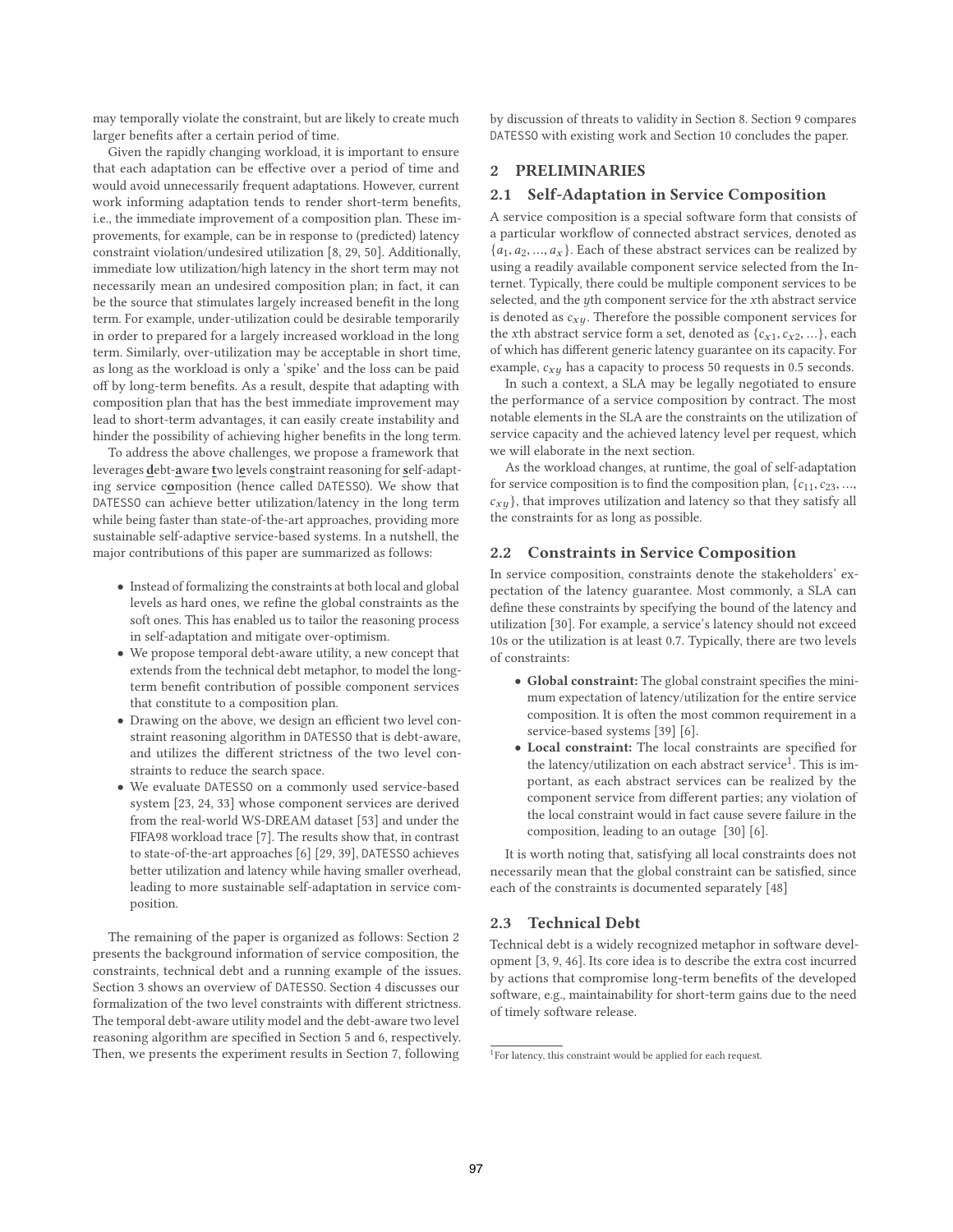may temporally violate the constraint, but are likely to create much larger benefits after a certain period of time.

Given the rapidly changing workload, it is important to ensure that each adaptation can be effective over a period of time and would avoid unnecessarily frequent adaptations. However, current work informing adaptation tends to render short-term benefits, i.e., the immediate improvement of a composition plan. These improvements, for example, can be in response to (predicted) latency constraint violation/undesired utilization [8, 29, 50]. Additionally, immediate low utilization/high latency in the short term may not necessarily mean an undesired composition plan; in fact, it can be the source that stimulates largely increased benefit in the long term. For example, under-utilization could be desirable temporarily in order to prepared for a largely increased workload in the long term. Similarly, over-utilization may be acceptable in short time, as long as the workload is only a 'spike' and the loss can be paid off by long-term benefits. As a result, despite that adapting with composition plan that has the best immediate improvement may lead to short-term advantages, it can easily create instability and hinder the possibility of achieving higher benefits in the long term.

To address the above challenges, we propose a framework that leverages **d**ebt-**a**ware **t**wo l**e**vels con**s**traint reasoning for **s**elf-adapting service c**o**mposition (hence called DATESSO). We show that DATESSO can achieve better utilization/latency in the long term while being faster than state-of-the-art approaches, providing more sustainable self-adaptive service-based systems. In a nutshell, the major contributions of this paper are summarized as follows:

- Instead of formalizing the constraints at both local and global levels as hard ones, we refine the global constraints as the soft ones. This has enabled us to tailor the reasoning process in self-adaptation and mitigate over-optimism.
- We propose temporal debt-aware utility, a new concept that extends from the technical debt metaphor, to model the long-term benefit contribution of possible component services that constitute to a composition plan.
- Drawing on the above, we design an efficient two level constraint reasoning algorithm in DATESSO that is debt-aware, and utilizes the different strictness of the two level constraints to reduce the search space.
- We evaluate DATESSO on a commonly used service-based system [23, 24, 33] whose component services are derived from the real-world WS-DREAM dataset [53] and under the FIFA98 workload trace [7]. The results show that, in contrast to state-of-the-art approaches [6] [29, 39], DATESSO achieves better utilization and latency while having smaller overhead, leading to more sustainable self-adaptation in service composition.

The remaining of the paper is organized as follows: Section 2 presents the background information of service composition, the constraints, technical debt and a running example of the issues. Section 3 shows an overview of DATESSO. Section 4 discusses our formalization of the two level constraints with different strictness. The temporal debt-aware utility model and the debt-aware two level reasoning algorithm are specified in Section 5 and 6, respectively. Then, we presents the experiment results in Section 7, following by discussion of threats to validity in Section 8. Section 9 compares DATESSO with existing work and Section 10 concludes the paper.

## 2 PRELIMINARIES

### 2.1 Self-Adaptation in Service Composition

A service composition is a special software form that consists of a particular workflow of connected abstract services, denoted as $\{a_1, a_2, ..., a_x\}$. Each of these abstract services can be realized by using a readily available component service selected from the Internet. Typically, there could be multiple component services to be selected, and the $y$th component service for the $x$th abstract service is denoted as $c_{xy}$. Therefore the possible component services for the $x$th abstract service form a set, denoted as $\{c_{x1}, c_{x2}, ...\}$, each of which has different generic latency guarantee on its capacity. For example, $c_{xy}$ has a capacity to process 50 requests in 0.5 seconds.

In such a context, a SLA may be legally negotiated to ensure the performance of a service composition by contract. The most notable elements in the SLA are the constraints on the utilization of service capacity and the achieved latency level per request, which we will elaborate in the next section.

As the workload changes, at runtime, the goal of self-adaptation for service composition is to find the composition plan, $\{c_{11}, c_{23}, ..., c_{xy}\}$, that improves utilization and latency so that they satisfy all the constraints for as long as possible.

### 2.2 Constraints in Service Composition

In service composition, constraints denote the stakeholders' expectation of the latency guarantee. Most commonly, a SLA can define these constraints by specifying the bound of the latency and utilization [30]. For example, a service's latency should not exceed 10s or the utilization is at least 0.7. Typically, there are two levels of constraints:

- **Global constraint:** The global constraint specifies the minimum expectation of latency/utilization for the entire service composition. It is often the most common requirement in a service-based systems [39] [6].
- **Local constraint:** The local constraints are specified for the latency/utilization on each abstract service[1]. This is important, as each abstract services can be realized by the component service from different parties; any violation of the local constraint would in fact cause severe failure in the composition, leading to an outage [30] [6].

It is worth noting that, satisfying all local constraints does not necessarily mean that the global constraint can be satisfied, since each of the constraints is documented separately [48]

### 2.3 Technical Debt

Technical debt is a widely recognized metaphor in software development [3, 9, 46]. Its core idea is to describe the extra cost incurred by actions that compromise long-term benefits of the developed software, e.g., maintainability for short-term gains due to the need of timely software release.

[1] For latency, this constraint would be applied for each request.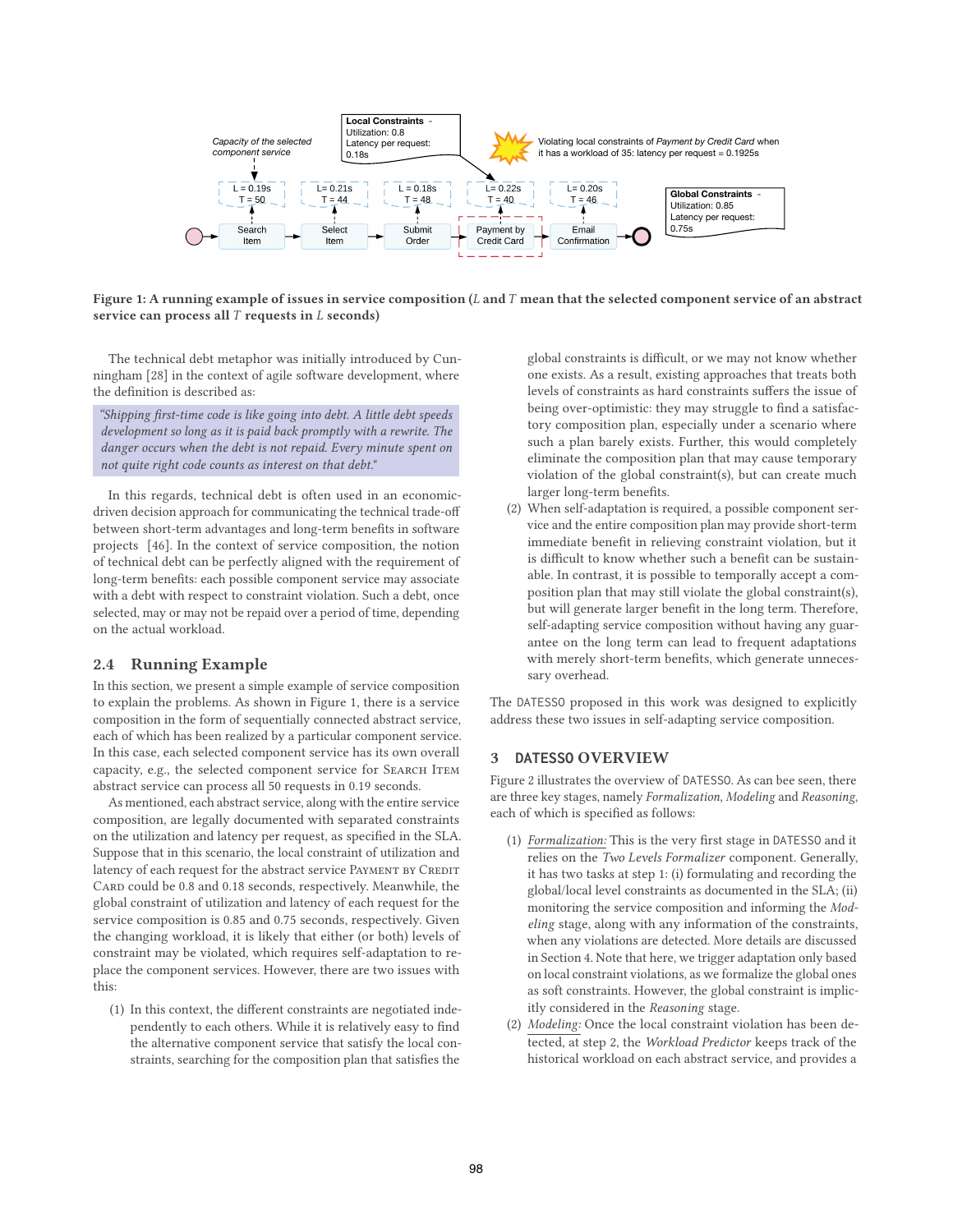Figure 1: A running example of issues in service composition ($L$ and $T$ mean that the selected component service of an abstract service can process all $T$ requests in $L$ seconds)

The technical debt metaphor was initially introduced by Cunningham [28] in the context of agile software development, where the definition is described as:

> *"Shipping first-time code is like going into debt. A little debt speeds development so long as it is paid back promptly with a rewrite. The danger occurs when the debt is not repaid. Every minute spent on not quite right code counts as interest on that debt."*

In this regards, technical debt is often used in an economic-driven decision approach for communicating the technical trade-off between short-term advantages and long-term benefits in software projects [46]. In the context of service composition, the notion of technical debt can be perfectly aligned with the requirement of long-term benefits: each possible component service may associate with a debt with respect to constraint violation. Such a debt, once selected, may or may not be repaid over a period of time, depending on the actual workload.

## 2.4 Running Example

In this section, we present a simple example of service composition to explain the problems. As shown in Figure 1, there is a service composition in the form of sequentially connected abstract service, each of which has been realized by a particular component service. In this case, each selected component service has its own overall capacity, e.g., the selected component service for Search Item abstract service can process all 50 requests in 0.19 seconds.

As mentioned, each abstract service, along with the entire service composition, are legally documented with separated constraints on the utilization and latency per request, as specified in the SLA. Suppose that in this scenario, the local constraint of utilization and latency of each request for the abstract service Payment by Credit Card could be 0.8 and 0.18 seconds, respectively. Meanwhile, the global constraint of utilization and latency of each request for the service composition is 0.85 and 0.75 seconds, respectively. Given the changing workload, it is likely that either (or both) levels of constraint may be violated, which requires self-adaptation to replace the component services. However, there are two issues with this:

(1) In this context, the different constraints are negotiated independently to each others. While it is relatively easy to find the alternative component service that satisfy the local constraints, searching for the composition plan that satisfies the global constraints is difficult, or we may not know whether one exists. As a result, existing approaches that treats both levels of constraints as hard constraints suffers the issue of being over-optimistic: they may struggle to find a satisfactory composition plan, especially under a scenario where such a plan barely exists. Further, this would completely eliminate the composition plan that may cause temporary violation of the global constraint(s), but can create much larger long-term benefits.

(2) When self-adaptation is required, a possible component service and the entire composition plan may provide short-term immediate benefit in relieving constraint violation, but it is difficult to know whether such a benefit can be sustainable. In contrast, it is possible to temporally accept a composition plan that may still violate the global constraint(s), but will generate larger benefit in the long term. Therefore, self-adapting service composition without having any guarantee on the long term can lead to frequent adaptations with merely short-term benefits, which generate unnecessary overhead.

The DATESSO proposed in this work was designed to explicitly address these two issues in self-adapting service composition.

## 3 DATESSO OVERVIEW

Figure 2 illustrates the overview of DATESSO. As can bee seen, there are three key stages, namely *Formalization*, *Modeling* and *Reasoning*, each of which is specified as follows:

(1) *Formalization:* This is the very first stage in DATESSO and it relies on the *Two Levels Formalizer* component. Generally, it has two tasks at step 1: (i) formulating and recording the global/local level constraints as documented in the SLA; (ii) monitoring the service composition and informing the *Modeling* stage, along with any information of the constraints, when any violations are detected. More details are discussed in Section 4. Note that here, we trigger adaptation only based on local constraint violations, as we formalize the global ones as soft constraints. However, the global constraint is implicitly considered in the *Reasoning* stage.

(2) *Modeling:* Once the local constraint violation has been detected, at step 2, the *Workload Predictor* keeps track of the historical workload on each abstract service, and provides a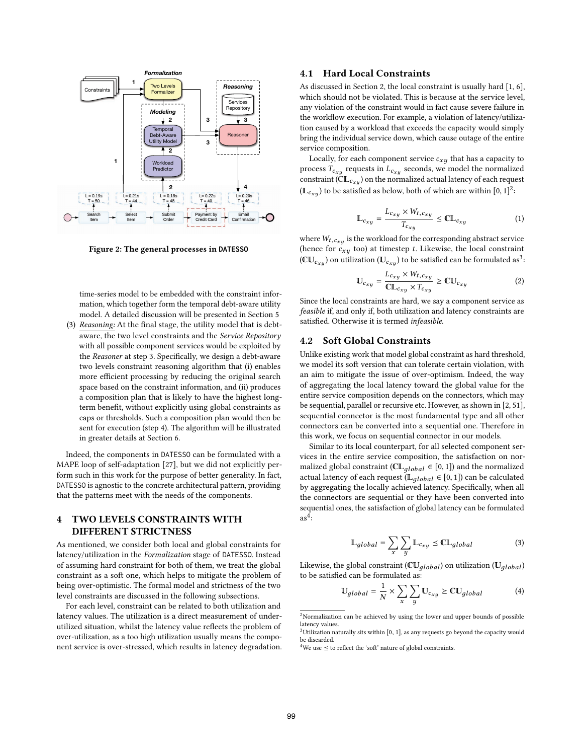Figure 2: The general processes in DATESSO

time-series model to be embedded with the constraint information, which together form the temporal debt-aware utility model. A detailed discussion will be presented in Section 5

(3) *Reasoning:* At the final stage, the utility model that is debt-aware, the two level constraints and the *Service Repository* with all possible component services would be exploited by the *Reasoner* at step 3. Specifically, we design a debt-aware two levels constraint reasoning algorithm that (i) enables more efficient processing by reducing the original search space based on the constraint information, and (ii) produces a composition plan that is likely to have the highest long-term benefit, without explicitly using global constraints as caps or thresholds. Such a composition plan would then be sent for execution (step 4). The algorithm will be illustrated in greater details at Section 6.

Indeed, the components in DATESSO can be formulated with a MAPE loop of self-adaptation [27], but we did not explicitly perform such in this work for the purpose of better generality. In fact, DATESSO is agnostic to the concrete architectural pattern, providing that the patterns meet with the needs of the components.

# 4 TWO LEVELS CONSTRAINTS WITH DIFFERENT STRICTNESS

As mentioned, we consider both local and global constraints for latency/utilization in the *Formalization* stage of DATESSO. Instead of assuming hard constraint for both of them, we treat the global constraint as a soft one, which helps to mitigate the problem of being over-optimistic. The formal model and strictness of the two level constraints are discussed in the following subsections.

For each level, constraint can be related to both utilization and latency values. The utilization is a direct measurement of under-utilized situation, whilst the latency value reflects the problem of over-utilization, as a too high utilization usually means the component service is over-stressed, which results in latency degradation.

## 4.1 Hard Local Constraints

As discussed in Section 2, the local constraint is usually hard [1, 6], which should not be violated. This is because at the service level, any violation of the constraint would in fact cause severe failure in the workflow execution. For example, a violation of latency/utilization caused by a workload that exceeds the capacity would simply bring the individual service down, which cause outage of the entire service composition.

Locally, for each component service $c_{xy}$ that has a capacity to process $T_{c_{xy}}$ requests in $L_{c_{xy}}$ seconds, we model the normalized constraint ($\mathbb{CL}_{c_{xy}}$) on the normalized actual latency of each request ($\mathbb{L}_{c_{xy}}$) to be satisfied as below, both of which are within $[0, 1]$[2]:

$$\mathbb{L}_{c_{xy}} = \frac{L_{c_{xy}} \times W_{t,c_{xy}}}{T_{c_{xy}}} \leq \mathbb{CL}_{c_{xy}} \tag{1}$$

where $W_{t,c_{xy}}$ is the workload for the corresponding abstract service (hence for $c_{xy}$ too) at timestep $t$. Likewise, the local constraint ($\mathbb{CU}_{c_{xy}}$) on utilization ($\mathbb{U}_{c_{xy}}$) to be satisfied can be formulated as[3]:

$$\mathbb{U}_{c_{xy}} = \frac{L_{c_{xy}} \times W_{t,c_{xy}}}{\mathbb{CL}_{c_{xy}} \times T_{c_{xy}}} \geq \mathbb{CU}_{c_{xy}} \tag{2}$$

Since the local constraints are hard, we say a component service as *feasible* if, and only if, both utilization and latency constraints are satisfied. Otherwise it is termed *infeasible*.

## 4.2 Soft Global Constraints

Unlike existing work that model global constraint as hard threshold, we model its soft version that can tolerate certain violation, with an aim to mitigate the issue of over-optimism. Indeed, the way of aggregating the local latency toward the global value for the entire service composition depends on the connectors, which may be sequential, parallel or recursive etc. However, as shown in [2, 51], sequential connector is the most fundamental type and all other connectors can be converted into a sequential one. Therefore in this work, we focus on sequential connector in our models.

Similar to its local counterpart, for all selected component services in the entire service composition, the satisfaction on normalized global constraint ($\mathbb{CL}_{global} \in [0, 1]$) and the normalized actual latency of each request ($\mathbb{L}_{global} \in [0, 1]$) can be calculated by aggregating the locally achieved latency. Specifically, when all the connectors are sequential or they have been converted into sequential ones, the satisfaction of global latency can be formulated as[4]:

$$\mathbb{L}_{global} = \sum_{x} \sum_{y} \mathbb{L}_{c_{xy}} \lesssim \mathbb{CL}_{global} \tag{3}$$

Likewise, the global constraint ($\mathbb{CU}_{global}$) on utilization ($\mathbb{U}_{global}$) to be satisfied can be formulated as:

$$\mathbb{U}_{global} = \frac{1}{N} \times \sum_{x} \sum_{y} \mathbb{U}_{c_{xy}} \gtrsim \mathbb{CU}_{global} \tag{4}$$

[2]Normalization can be achieved by using the lower and upper bounds of possible latency values.

[3]Utilization naturally sits within $[0, 1]$, as any requests go beyond the capacity would be discarded.

[4]We use $\lesssim$ to reflect the 'soft' nature of global constraints.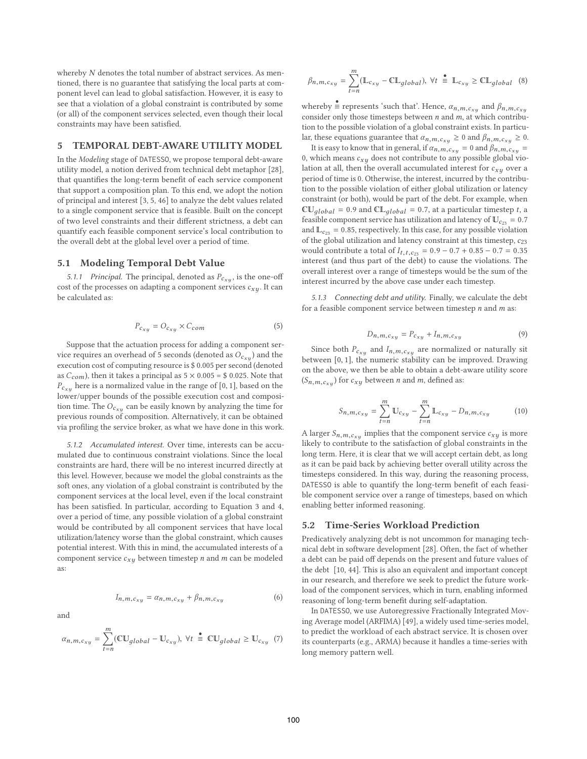whereby $N$ denotes the total number of abstract services. As mentioned, there is no guarantee that satisfying the local parts at component level can lead to global satisfaction. However, it is easy to see that a violation of a global constraint is contributed by some (or all) of the component services selected, even though their local constraints may have been satisfied.

## 5 TEMPORAL DEBT-AWARE UTILITY MODEL

In the *Modeling* stage of DATESSO, we propose temporal debt-aware utility model, a notion derived from technical debt metaphor [28], that quantifies the long-term benefit of each service component that support a composition plan. To this end, we adopt the notion of principal and interest [3, 5, 46] to analyze the debt values related to a single component service that is feasible. Built on the concept of two level constraints and their different strictness, a debt can quantify each feasible component service's local contribution to the overall debt at the global level over a period of time.

### 5.1 Modeling Temporal Debt Value

*5.1.1 Principal.* The principal, denoted as $P_{c_{xy}}$, is the one-off cost of the processes on adapting a component services $c_{xy}$. It can be calculated as:

$$P_{c_{xy}} = O_{c_{xy}} \times C_{com} \tag{5}$$

Suppose that the actuation process for adding a component service requires an overhead of 5 seconds (denoted as $O_{c_{xy}}$) and the execution cost of computing resource is \$ 0.005 per second (denoted as $C_{com}$), then it takes a principal as $5 \times 0.005$ = \$ 0.025. Note that $P_{c_{xy}}$ here is a normalized value in the range of $[0, 1]$, based on the lower/upper bounds of the possible execution cost and composition time. The $O_{c_{xy}}$ can be easily known by analyzing the time for previous rounds of composition. Alternatively, it can be obtained via profiling the service broker, as what we have done in this work.

*5.1.2 Accumulated interest.* Over time, interests can be accumulated due to continuous constraint violations. Since the local constraints are hard, there will be no interest incurred directly at this level. However, because we model the global constraints as the soft ones, any violation of a global constraint is contributed by the component services at the local level, even if the local constraint has been satisfied. In particular, according to Equation 3 and 4, over a period of time, any possible violation of a global constraint would be contributed by all component services that have local utilization/latency worse than the global constraint, which causes potential interest. With this in mind, the accumulated interests of a component service $c_{xy}$ between timestep $n$ and $m$ can be modeled as:

$$I_{n,m,c_{xy}} = \alpha_{n,m,c_{xy}} + \beta_{n,m,c_{xy}} \tag{6}$$

and

$$\alpha_{n,m,c_{xy}} = \sum_{t=n}^{m} (\mathbb{CU}_{global} - \mathbb{U}_{c_{xy}}),\ \forall t \ \stackrel{\bullet}{\equiv}\ \mathbb{CU}_{global} \geq \mathbb{U}_{c_{xy}} \tag{7}$$

$$\beta_{n,m,c_{xy}} = \sum_{t=n}^{m} (\mathbb{L}_{c_{xy}} - \mathbb{CL}_{global}),\ \forall t \ \stackrel{\bullet}{\equiv}\ \mathbb{L}_{c_{xy}} \geq \mathbb{CL}_{global} \tag{8}$$

whereby $\stackrel{\bullet}{\equiv}$ represents 'such that'. Hence, $\alpha_{n,m,c_{xy}}$ and $\beta_{n,m,c_{xy}}$ consider only those timesteps between $n$ and $m$, at which contribution to the possible violation of a global constraint exists. In particular, these equations guarantee that $\alpha_{n,m,c_{xy}} \geq 0$ and $\beta_{n,m,c_{xy}} \geq 0$.

It is easy to know that in general, if $\alpha_{n,m,c_{xy}} = 0$ and $\beta_{n,m,c_{xy}} = 0$, which means $c_{xy}$ does not contribute to any possible global violation at all, then the overall accumulated interest for $c_{xy}$ over a period of time is 0. Otherwise, the interest, incurred by the contribution to the possible violation of either global utilization or latency constraint (or both), would be part of the debt. For example, when $\mathbb{CU}_{global} = 0.9$ and $\mathbb{CL}_{global} = 0.7$, at a particular timestep $t$, a feasible component service has utilization and latency of $\mathbb{U}_{c_{23}} = 0.7$ and $\mathbb{L}_{c_{23}} = 0.85$, respectively. In this case, for any possible violation of the global utilization and latency constraint at this timestep, $c_{23}$ would contribute a total of $I_{t,t,c_{23}} = 0.9 - 0.7 + 0.85 - 0.7 = 0.35$ interest (and thus part of the debt) to cause the violations. The overall interest over a range of timesteps would be the sum of the interest incurred by the above case under each timestep.

*5.1.3 Connecting debt and utility.* Finally, we calculate the debt for a feasible component service between timestep $n$ and $m$ as:

$$D_{n,m,c_{xy}} = P_{c_{xy}} + I_{n,m,c_{xy}} \tag{9}$$

Since both $P_{c_{xy}}$ and $I_{n,m,c_{xy}}$ are normalized or naturally sit between $[0, 1]$, the numeric stability can be improved. Drawing on the above, we then be able to obtain a debt-aware utility score ($S_{n,m,c_{xy}}$) for $c_{xy}$ between $n$ and $m$, defined as:

$$S_{n,m,c_{xy}} = \sum_{t=n}^{m} \mathbb{U}_{c_{xy}} - \sum_{t=n}^{m} \mathbb{L}_{c_{xy}} - D_{n,m,c_{xy}} \tag{10}$$

A larger $S_{n,m,c_{xy}}$ implies that the component service $c_{xy}$ is more likely to contribute to the satisfaction of global constraints in the long term. Here, it is clear that we will accept certain debt, as long as it can be paid back by achieving better overall utility across the timesteps considered. In this way, during the reasoning process, DATESSO is able to quantify the long-term benefit of each feasible component service over a range of timesteps, based on which enabling better informed reasoning.

### 5.2 Time-Series Workload Prediction

Predicatively analyzing debt is not uncommon for managing technical debt in software development [28]. Often, the fact of whether a debt can be paid off depends on the present and future values of the debt [10, 44]. This is also an equivalent and important concept in our research, and therefore we seek to predict the future workload of the component services, which in turn, enabling informed reasoning of long-term benefit during self-adaptation.

In DATESSO, we use Autoregressive Fractionally Integrated Moving Average model (ARFIMA) [49], a widely used time-series model, to predict the workload of each abstract service. It is chosen over its counterparts (e.g., ARMA) because it handles a time-series with long memory pattern well.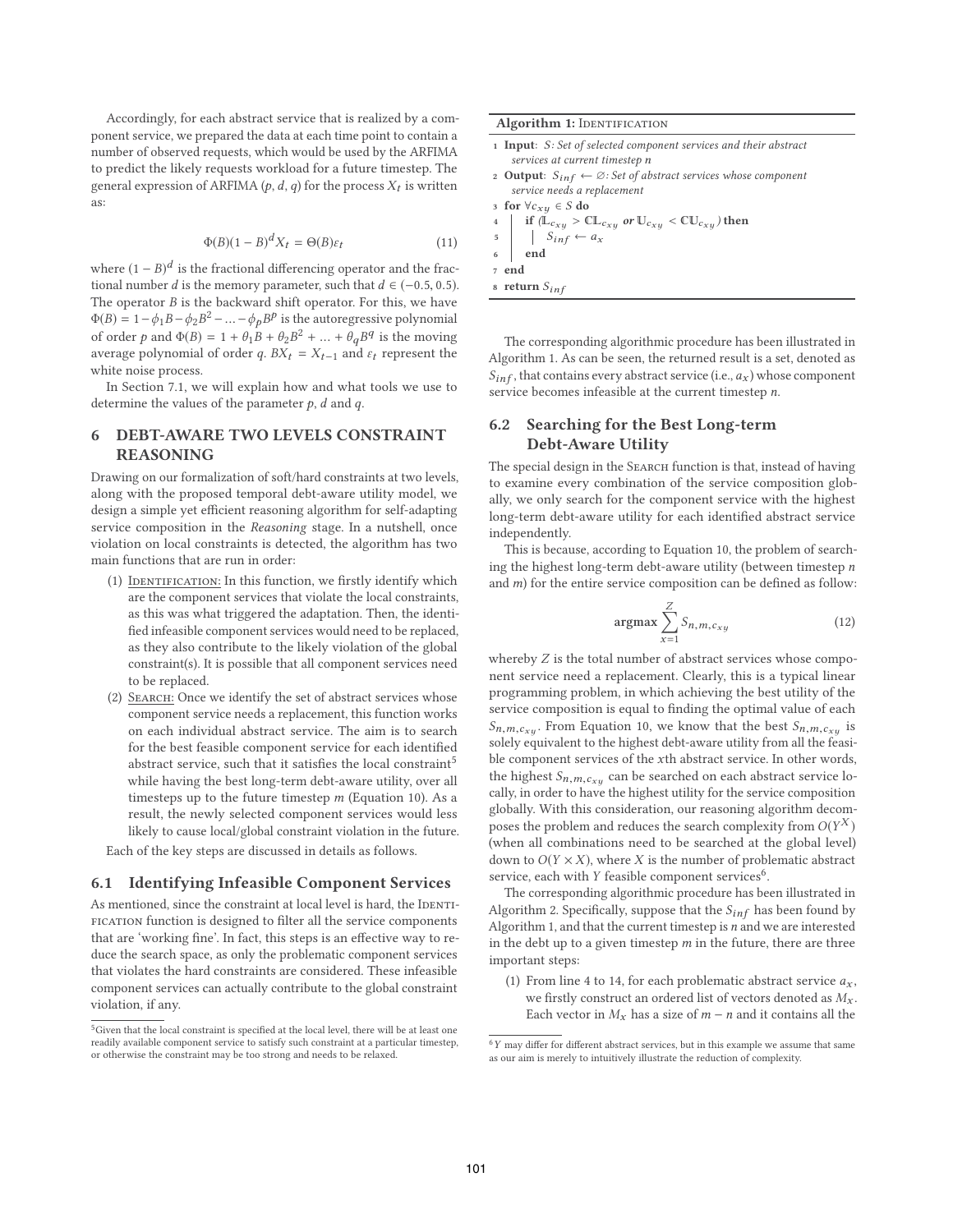Accordingly, for each abstract service that is realized by a component service, we prepared the data at each time point to contain a number of observed requests, which would be used by the ARFIMA to predict the likely requests workload for a future timestep. The general expression of ARFIMA ($p$, $d$, $q$) for the process $X_t$ is written as:

$$\Phi(B)(1-B)^d X_t = \Theta(B)\varepsilon_t \tag{11}$$

where $(1-B)^d$ is the fractional differencing operator and the fractional number $d$ is the memory parameter, such that $d \in (-0.5, 0.5)$. The operator $B$ is the backward shift operator. For this, we have $\Phi(B) = 1 - \phi_1 B - \phi_2 B^2 - \ldots - \phi_p B^p$ is the autoregressive polynomial of order $p$ and $\Phi(B) = 1 + \theta_1 B + \theta_2 B^2 + \ldots + \theta_q B^q$ is the moving average polynomial of order $q$. $BX_t = X_{t-1}$ and $\varepsilon_t$ represent the white noise process.

In Section 7.1, we will explain how and what tools we use to determine the values of the parameter $p$, $d$ and $q$.

## 6 DEBT-AWARE TWO LEVELS CONSTRAINT REASONING

Drawing on our formalization of soft/hard constraints at two levels, along with the proposed temporal debt-aware utility model, we design a simple yet efficient reasoning algorithm for self-adapting service composition in the *Reasoning* stage. In a nutshell, once violation on local constraints is detected, the algorithm has two main functions that are run in order:

1. IDENTIFICATION: In this function, we firstly identify which are the component services that violate the local constraints, as this was what triggered the adaptation. Then, the identified infeasible component services would need to be replaced, as they also contribute to the likely violation of the global constraint(s). It is possible that all component services need to be replaced.
2. SEARCH: Once we identify the set of abstract services whose component service needs a replacement, this function works on each individual abstract service. The aim is to search for the best feasible component service for each identified abstract service, such that it satisfies the local constraint[5] while having the best long-term debt-aware utility, over all timesteps up to the future timestep $m$ (Equation 10). As a result, the newly selected component services would less likely to cause local/global constraint violation in the future.

Each of the key steps are discussed in details as follows.

### 6.1 Identifying Infeasible Component Services

As mentioned, since the constraint at local level is hard, the IDENTIFICATION function is designed to filter all the service components that are 'working fine'. In fact, this steps is an effective way to reduce the search space, as only the problematic component services that violates the hard constraints are considered. These infeasible component services can actually contribute to the global constraint violation, if any.

[5]Given that the local constraint is specified at the local level, there will be at least one readily available component service to satisfy such constraint at a particular timestep, or otherwise the constraint may be too strong and needs to be relaxed.

**Algorithm 1:** IDENTIFICATION

```
1 Input: S: Set of selected component services and their abstract
    services at current timestep n
2 Output: S_inf ← ∅: Set of abstract services whose component
    service needs a replacement
3 for ∀c_xy ∈ S do
4     if (𝕃_{c_xy} > ℂ𝕃_{c_xy} or 𝕌_{c_xy} < ℂ𝕌_{c_xy}) then
5         S_inf ← a_x
6     end
7 end
8 return S_inf
```

The corresponding algorithmic procedure has been illustrated in Algorithm 1. As can be seen, the returned result is a set, denoted as $S_{inf}$, that contains every abstract service (i.e., $a_x$) whose component service becomes infeasible at the current timestep $n$.

### 6.2 Searching for the Best Long-term Debt-Aware Utility

The special design in the SEARCH function is that, instead of having to examine every combination of the service composition globally, we only search for the component service with the highest long-term debt-aware utility for each identified abstract service independently.

This is because, according to Equation 10, the problem of searching the highest long-term debt-aware utility (between timestep $n$ and $m$) for the entire service composition can be defined as follow:

$$\textbf{argmax} \sum_{x=1}^{Z} S_{n,m,c_{xy}} \tag{12}$$

whereby $Z$ is the total number of abstract services whose component service need a replacement. Clearly, this is a typical linear programming problem, in which achieving the best utility of the service composition is equal to finding the optimal value of each $S_{n,m,c_{xy}}$. From Equation 10, we know that the best $S_{n,m,c_{xy}}$ is solely equivalent to the highest debt-aware utility from all the feasible component services of the $x$th abstract service. In other words, the highest $S_{n,m,c_{xy}}$ can be searched on each abstract service locally, in order to have the highest utility for the service composition globally. With this consideration, our reasoning algorithm decomposes the problem and reduces the search complexity from $O(Y^X)$ (when all combinations need to be searched at the global level) down to $O(Y \times X)$, where $X$ is the number of problematic abstract service, each with $Y$ feasible component services[6].

The corresponding algorithmic procedure has been illustrated in Algorithm 2. Specifically, suppose that the $S_{inf}$ has been found by Algorithm 1, and that the current timestep is $n$ and we are interested in the debt up to a given timestep $m$ in the future, there are three important steps:

1. From line 4 to 14, for each problematic abstract service $a_x$, we firstly construct an ordered list of vectors denoted as $M_x$. Each vector in $M_x$ has a size of $m - n$ and it contains all the

[6]$Y$ may differ for different abstract services, but in this example we assume that same as our aim is merely to intuitively illustrate the reduction of complexity.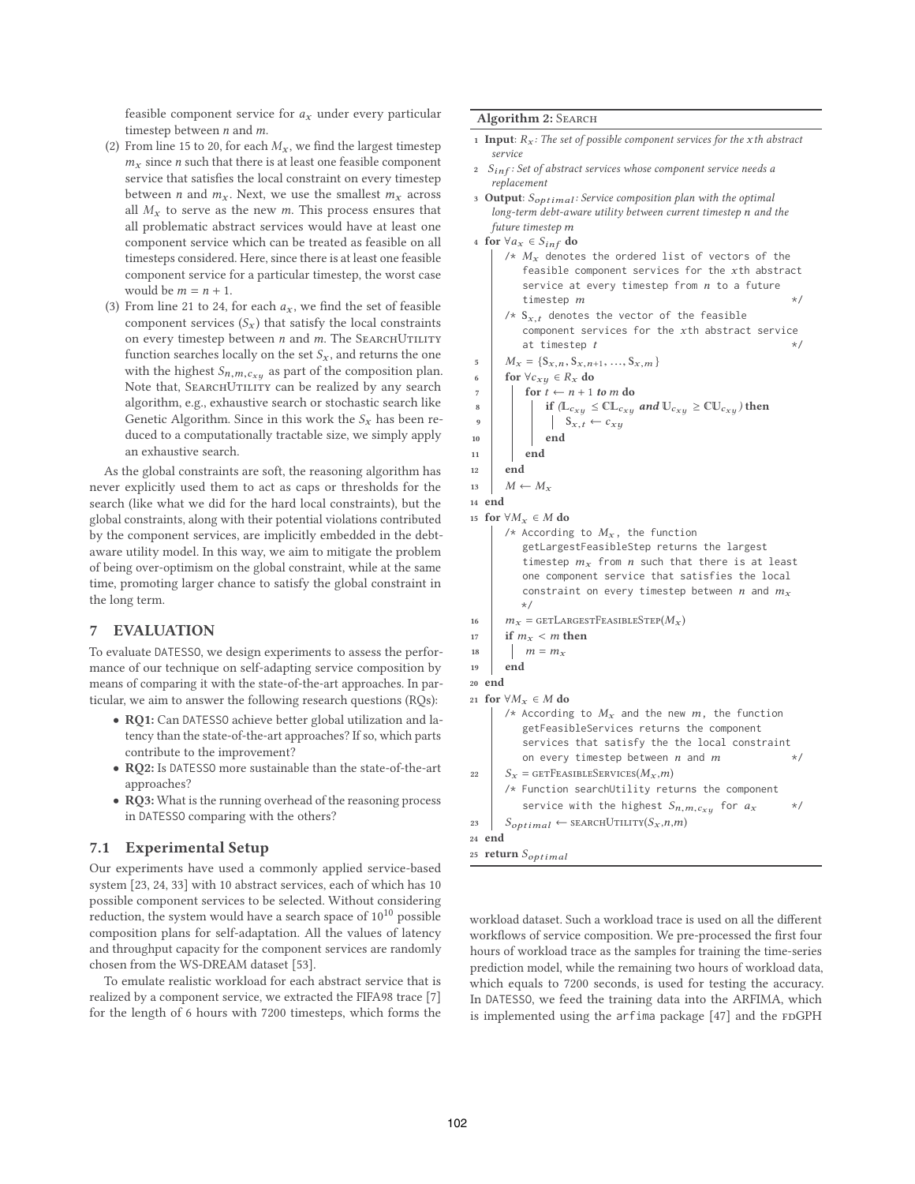feasible component service for $a_x$ under every particular timestep between $n$ and $m$.

(2) From line 15 to 20, for each $M_x$, we find the largest timestep $m_x$ since $n$ such that there is at least one feasible component service that satisfies the local constraint on every timestep between $n$ and $m_x$. Next, we use the smallest $m_x$ across all $M_x$ to serve as the new $m$. This process ensures that all problematic abstract services would have at least one component service which can be treated as feasible on all timesteps considered. Here, since there is at least one feasible component service for a particular timestep, the worst case would be $m = n + 1$.

(3) From line 21 to 24, for each $a_x$, we find the set of feasible component services ($S_x$) that satisfy the local constraints on every timestep between $n$ and $m$. The SearchUtility function searches locally on the set $S_x$, and returns the one with the highest $S_{n,m,c_{xy}}$ as part of the composition plan. Note that, SearchUtility can be realized by any search algorithm, e.g., exhaustive search or stochastic search like Genetic Algorithm. Since in this work the $S_x$ has been reduced to a computationally tractable size, we simply apply an exhaustive search.

As the global constraints are soft, the reasoning algorithm has never explicitly used them to act as caps or thresholds for the search (like what we did for the hard local constraints), but the global constraints, along with their potential violations contributed by the component services, are implicitly embedded in the debt-aware utility model. In this way, we aim to mitigate the problem of being over-optimism on the global constraint, while at the same time, promoting larger chance to satisfy the global constraint in the long term.

**Algorithm 2:** Search

```
1  Input: R_x: The set of possible component services for the xth abstract service
2  S_inf: Set of abstract services whose component service needs a replacement
3  Output: S_optimal: Service composition plan with the optimal long-term debt-aware utility between current timestep n and the future timestep m
4  for ∀a_x ∈ S_inf do
       /* M_x denotes the ordered list of vectors of the feasible component services for the xth abstract service at every timestep from n to a future timestep m */
       /* S_{x,t} denotes the vector of the feasible component services for the xth abstract service at timestep t */
5      M_x = {S_{x,n}, S_{x,n+1}, ..., S_{x,m}}
6      for ∀c_xy ∈ R_x do
7          for t ← n + 1 to m do
8              if (L_{c_xy} ≤ CL_{c_xy} and U_{c_xy} ≥ CU_{c_xy}) then
9                  S_{x,t} ← c_xy
10             end
11         end
12     end
13     M ← M_x
14 end
15 for ∀M_x ∈ M do
       /* According to M_x, the function getLargestFeasibleStep returns the largest timestep m_x from n such that there is at least one component service that satisfies the local constraint on every timestep between n and m_x */
16     m_x = getLargestFeasibleStep(M_x)
17     if m_x < m then
18         m = m_x
19     end
20 end
21 for ∀M_x ∈ M do
       /* According to M_x and the new m, the function getFeasibleServices returns the component services that satisfy the the local constraint on every timestep between n and m */
22     S_x = getFeasibleServices(M_x,m)
       /* Function searchUtility returns the component service with the highest S_{n,m,c_xy} for a_x */
23     S_optimal ← searchUtility(S_x,n,m)
24 end
25 return S_optimal
```

## 7 EVALUATION

To evaluate DATESSO, we design experiments to assess the performance of our technique on self-adapting service composition by means of comparing it with the state-of-the-art approaches. In particular, we aim to answer the following research questions (RQs):

- **RQ1:** Can DATESSO achieve better global utilization and latency than the state-of-the-art approaches? If so, which parts contribute to the improvement?
- **RQ2:** Is DATESSO more sustainable than the state-of-the-art approaches?
- **RQ3:** What is the running overhead of the reasoning process in DATESSO comparing with the others?

### 7.1 Experimental Setup

Our experiments have used a commonly applied service-based system [23, 24, 33] with 10 abstract services, each of which has 10 possible component services to be selected. Without considering reduction, the system would have a search space of $10^{10}$ possible composition plans for self-adaptation. All the values of latency and throughput capacity for the component services are randomly chosen from the WS-DREAM dataset [53].

To emulate realistic workload for each abstract service that is realized by a component service, we extracted the FIFA98 trace [7] for the length of 6 hours with 7200 timesteps, which forms the workload dataset. Such a workload trace is used on all the different workflows of service composition. We pre-processed the first four hours of workload trace as the samples for training the time-series prediction model, while the remaining two hours of workload data, which equals to 7200 seconds, is used for testing the accuracy. In DATESSO, we feed the training data into the ARFIMA, which is implemented using the `arfima` package [47] and the fdGPH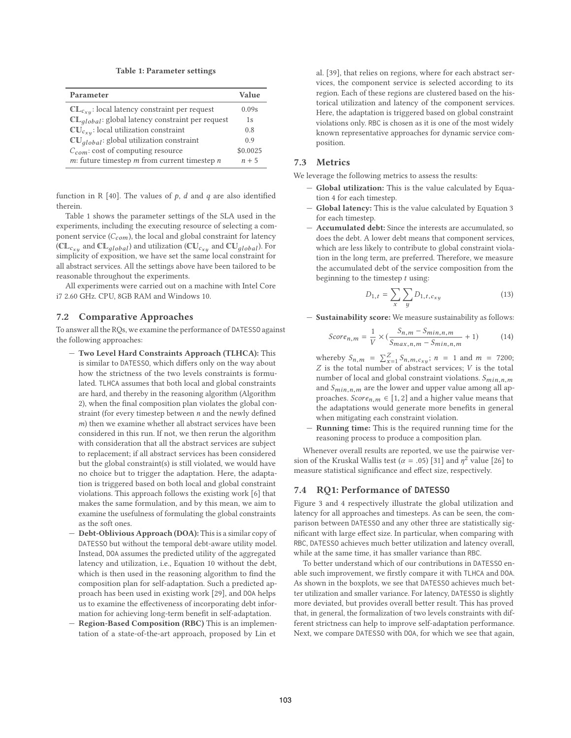**Table 1: Parameter settings**

| Parameter | Value |
|---|---|
| $\mathbb{CL}_{c_{xy}}$: local latency constraint per request | 0.09s |
| $\mathbb{CL}_{global}$: global latency constraint per request | 1s |
| $\mathbb{CU}_{c_{xy}}$: local utilization constraint | 0.8 |
| $\mathbb{CU}_{global}$: global utilization constraint | 0.9 |
| $C_{com}$: cost of computing resource | \$0.0025 |
| $m$: future timestep $m$ from current timestep $n$ | $n + 5$ |

function in R [40]. The values of $p$, $d$ and $q$ are also identified therein.

Table 1 shows the parameter settings of the SLA used in the experiments, including the executing resource of selecting a component service ($C_{com}$), the local and global constraint for latency ($\mathbb{CL}_{c_{xy}}$ and $\mathbb{CL}_{global}$) and utilization ($\mathbb{CU}_{c_{xy}}$ and $\mathbb{CU}_{global}$). For simplicity of exposition, we have set the same local constraint for all abstract services. All the settings above have been tailored to be reasonable throughout the experiments.

All experiments were carried out on a machine with Intel Core i7 2.60 GHz. CPU, 8GB RAM and Windows 10.

## 7.2 Comparative Approaches

To answer all the RQs, we examine the performance of DATESSO against the following approaches:

- **Two Level Hard Constraints Approach (TLHCA):** This is similar to DATESSO, which differs only on the way about how the strictness of the two levels constraints is formulated. TLHCA assumes that both local and global constraints are hard, and thereby in the reasoning algorithm (Algorithm 2), when the final composition plan violates the global constraint (for every timestep between $n$ and the newly defined $m$) then we examine whether all abstract services have been considered in this run. If not, we then rerun the algorithm with consideration that all the abstract services are subject to replacement; if all abstract services has been considered but the global constraint(s) is still violated, we would have no choice but to trigger the adaptation. Here, the adaptation is triggered based on both local and global constraint violations. This approach follows the existing work [6] that makes the same formulation, and by this mean, we aim to examine the usefulness of formulating the global constraints as the soft ones.
- **Debt-Oblivious Approach (DOA):** This is a similar copy of DATESSO but without the temporal debt-aware utility model. Instead, DOA assumes the predicted utility of the aggregated latency and utilization, i.e., Equation 10 without the debt, which is then used in the reasoning algorithm to find the composition plan for self-adaptation. Such a predicted approach has been used in existing work [29], and DOA helps us to examine the effectiveness of incorporating debt information for achieving long-term benefit in self-adaptation.
- **Region-Based Composition (RBC)** This is an implementation of a state-of-the-art approach, proposed by Lin et al. [39], that relies on regions, where for each abstract services, the component service is selected according to its region. Each of these regions are clustered based on the historical utilization and latency of the component services. Here, the adaptation is triggered based on global constraint violations only. RBC is chosen as it is one of the most widely known representative approaches for dynamic service composition.

## 7.3 Metrics

We leverage the following metrics to assess the results:

- **Global utilization:** This is the value calculated by Equation 4 for each timestep.
- **Global latency:** This is the value calculated by Equation 3 for each timestep.
- **Accumulated debt:** Since the interests are accumulated, so does the debt. A lower debt means that component services, which are less likely to contribute to global constraint violation in the long term, are preferred. Therefore, we measure the accumulated debt of the service composition from the beginning to the timestep $t$ using:

$$D_{1,t} = \sum_{x} \sum_{y} D_{1,t,c_{xy}} \tag{13}$$

- **Sustainability score:** We measure sustainability as follows:

$$Score_{n,m} = \frac{1}{V} \times \left(\frac{S_{n,m} - S_{min,n,m}}{S_{max,n,m} - S_{min,n,m}} + 1\right) \tag{14}$$

  whereby $S_{n,m} = \sum_{x=1}^{Z} S_{n,m,c_{xy}}$; $n = 1$ and $m = 7200$; $Z$ is the total number of abstract services; $V$ is the total number of local and global constraint violations. $S_{min,n,m}$ and $S_{min,n,m}$ are the lower and upper value among all approaches. $Score_{n,m} \in [1, 2]$ and a higher value means that the adaptations would generate more benefits in general when mitigating each constraint violation.
- **Running time:** This is the required running time for the reasoning process to produce a composition plan.

Whenever overall results are reported, we use the pairwise version of the Kruskal Wallis test ($\alpha = .05$) [31] and $\eta^2$ value [26] to measure statistical significance and effect size, respectively.

## 7.4 RQ1: Performance of DATESSO

Figure 3 and 4 respectively illustrate the global utilization and latency for all approaches and timesteps. As can be seen, the comparison between DATESSO and any other three are statistically significant with large effect size. In particular, when comparing with RBC, DATESSO achieves much better utilization and latency overall, while at the same time, it has smaller variance than RBC.

To better understand which of our contributions in DATESSO enable such improvement, we firstly compare it with TLHCA and DOA. As shown in the boxplots, we see that DATESSO achieves much better utilization and smaller variance. For latency, DATESSO is slightly more deviated, but provides overall better result. This has proved that, in general, the formalization of two levels constraints with different strictness can help to improve self-adaptation performance. Next, we compare DATESSO with DOA, for which we see that again,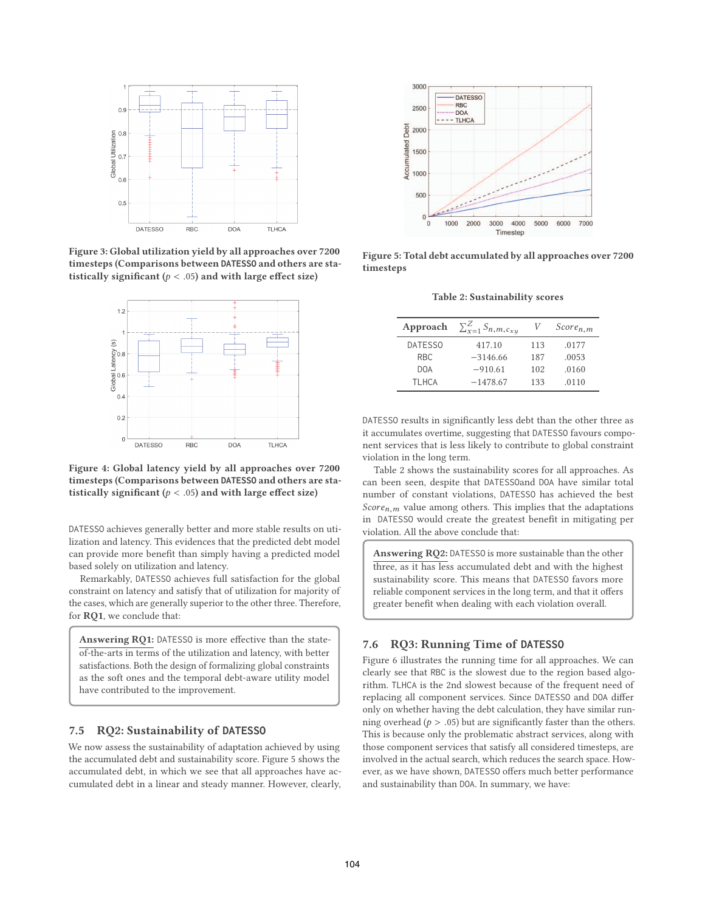Figure 3: Global utilization yield by all approaches over 7200 timesteps (Comparisons between DATESSO and others are statistically significant ($p < .05$) and with large effect size)

Figure 4: Global latency yield by all approaches over 7200 timesteps (Comparisons between DATESSO and others are statistically significant ($p < .05$) and with large effect size)

DATESSO achieves generally better and more stable results on utilization and latency. This evidences that the predicted debt model can provide more benefit than simply having a predicted model based solely on utilization and latency.

Remarkably, DATESSO achieves full satisfaction for the global constraint on latency and satisfy that of utilization for majority of the cases, which are generally superior to the other three. Therefore, for **RQ1**, we conclude that:

> **Answering RQ1:** DATESSO is more effective than the state-of-the-arts in terms of the utilization and latency, with better satisfactions. Both the design of formalizing global constraints as the soft ones and the temporal debt-aware utility model have contributed to the improvement.

## 7.5 RQ2: Sustainability of DATESSO

We now assess the sustainability of adaptation achieved by using the accumulated debt and sustainability score. Figure 5 shows the accumulated debt, in which we see that all approaches have accumulated debt in a linear and steady manner. However, clearly, DATESSO results in significantly less debt than the other three as it accumulates overtime, suggesting that DATESSO favours component services that is less likely to contribute to global constraint violation in the long term.

Figure 5: Total debt accumulated by all approaches over 7200 timesteps

Table 2: Sustainability scores

| Approach | $\sum_{x=1}^{Z} S_{n,m,c_{xy}}$ | $V$ | $Score_{n,m}$ |
|---|---|---|---|
| DATESSO | 417.10 | 113 | .0177 |
| RBC | −3146.66 | 187 | .0053 |
| DOA | −910.61 | 102 | .0160 |
| TLHCA | −1478.67 | 133 | .0110 |

Table 2 shows the sustainability scores for all approaches. As can been seen, despite that DATESSOand DOA have similar total number of constant violations, DATESSO has achieved the best $Score_{n,m}$ value among others. This implies that the adaptations in DATESSO would create the greatest benefit in mitigating per violation. All the above conclude that:

> **Answering RQ2:** DATESSO is more sustainable than the other three, as it has less accumulated debt and with the highest sustainability score. This means that DATESSO favors more reliable component services in the long term, and that it offers greater benefit when dealing with each violation overall.

## 7.6 RQ3: Running Time of DATESSO

Figure 6 illustrates the running time for all approaches. We can clearly see that RBC is the slowest due to the region based algorithm. TLHCA is the 2nd slowest because of the frequent need of replacing all component services. Since DATESSO and DOA differ only on whether having the debt calculation, they have similar running overhead ($p > .05$) but are significantly faster than the others. This is because only the problematic abstract services, along with those component services that satisfy all considered timesteps, are involved in the actual search, which reduces the search space. However, as we have shown, DATESSO offers much better performance and sustainability than DOA. In summary, we have: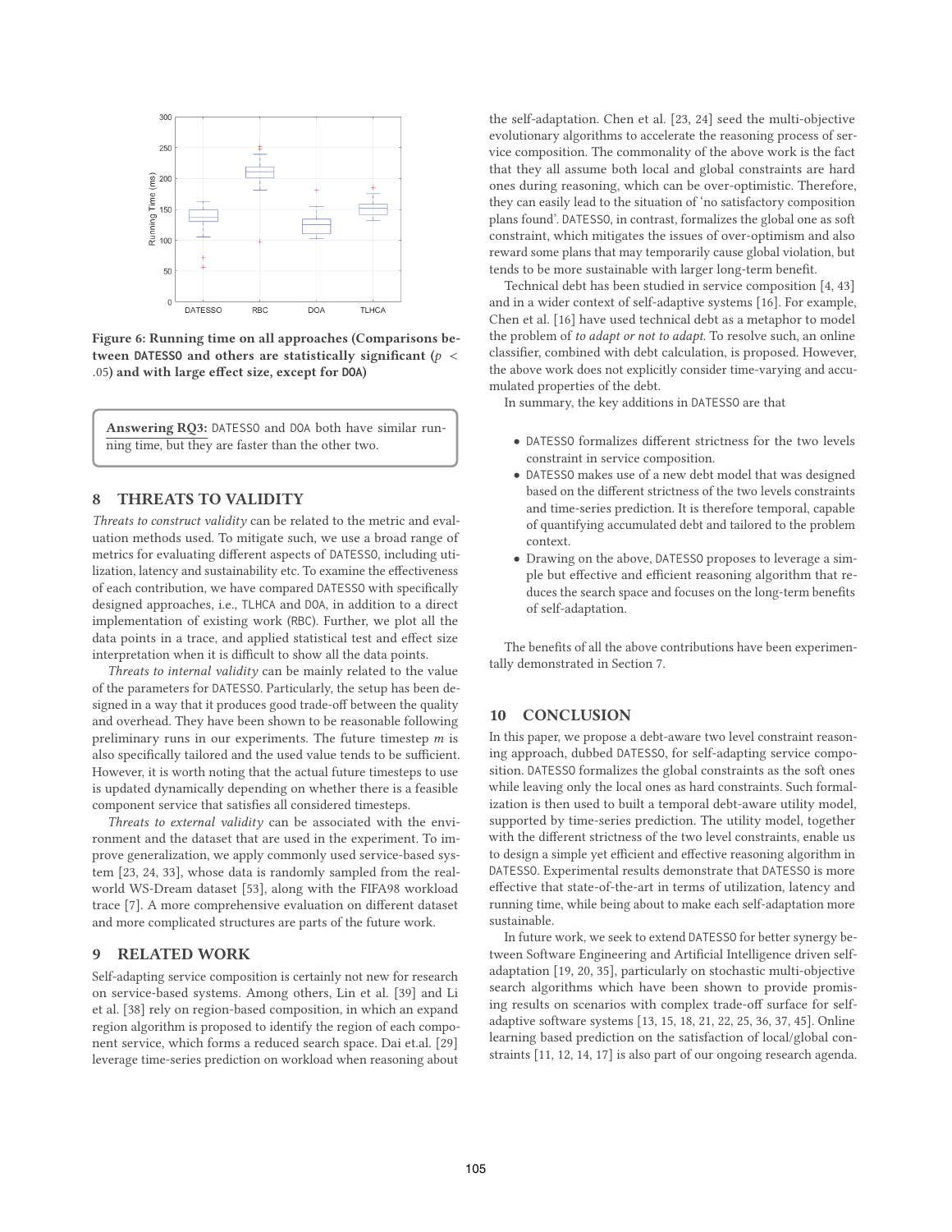Figure 6: Running time on all approaches (Comparisons between DATESSO and others are statistically significant ($p < .05$) and with large effect size, except for DOA)

**Answering RQ3:** DATESSO and DOA both have similar running time, but they are faster than the other two.

## 8 THREATS TO VALIDITY

*Threats to construct validity* can be related to the metric and evaluation methods used. To mitigate such, we use a broad range of metrics for evaluating different aspects of DATESSO, including utilization, latency and sustainability etc. To examine the effectiveness of each contribution, we have compared DATESSO with specifically designed approaches, i.e., TLHCA and DOA, in addition to a direct implementation of existing work (RBC). Further, we plot all the data points in a trace, and applied statistical test and effect size interpretation when it is difficult to show all the data points.

*Threats to internal validity* can be mainly related to the value of the parameters for DATESSO. Particularly, the setup has been designed in a way that it produces good trade-off between the quality and overhead. They have been shown to be reasonable following preliminary runs in our experiments. The future timestep $m$ is also specifically tailored and the used value tends to be sufficient. However, it is worth noting that the actual future timesteps to use is updated dynamically depending on whether there is a feasible component service that satisfies all considered timesteps.

*Threats to external validity* can be associated with the environment and the dataset that are used in the experiment. To improve generalization, we apply commonly used service-based system [23, 24, 33], whose data is randomly sampled from the real-world WS-Dream dataset [53], along with the FIFA98 workload trace [7]. A more comprehensive evaluation on different dataset and more complicated structures are parts of the future work.

## 9 RELATED WORK

Self-adapting service composition is certainly not new for research on service-based systems. Among others, Lin et al. [39] and Li et al. [38] rely on region-based composition, in which an expand region algorithm is proposed to identify the region of each component service, which forms a reduced search space. Dai et.al. [29] leverage time-series prediction on workload when reasoning about the self-adaptation. Chen et al. [23, 24] seed the multi-objective evolutionary algorithms to accelerate the reasoning process of service composition. The commonality of the above work is the fact that they all assume both local and global constraints are hard ones during reasoning, which can be over-optimistic. Therefore, they can easily lead to the situation of 'no satisfactory composition plans found'. DATESSO, in contrast, formalizes the global one as soft constraint, which mitigates the issues of over-optimism and also reward some plans that may temporarily cause global violation, but tends to be more sustainable with larger long-term benefit.

Technical debt has been studied in service composition [4, 43] and in a wider context of self-adaptive systems [16]. For example, Chen et al. [16] have used technical debt as a metaphor to model the problem of *to adapt or not to adapt*. To resolve such, an online classifier, combined with debt calculation, is proposed. However, the above work does not explicitly consider time-varying and accumulated properties of the debt.

In summary, the key additions in DATESSO are that

- DATESSO formalizes different strictness for the two levels constraint in service composition.
- DATESSO makes use of a new debt model that was designed based on the different strictness of the two levels constraints and time-series prediction. It is therefore temporal, capable of quantifying accumulated debt and tailored to the problem context.
- Drawing on the above, DATESSO proposes to leverage a simple but effective and efficient reasoning algorithm that reduces the search space and focuses on the long-term benefits of self-adaptation.

The benefits of all the above contributions have been experimentally demonstrated in Section 7.

## 10 CONCLUSION

In this paper, we propose a debt-aware two level constraint reasoning approach, dubbed DATESSO, for self-adapting service composition. DATESSO formalizes the global constraints as the soft ones while leaving only the local ones as hard constraints. Such formalization is then used to built a temporal debt-aware utility model, supported by time-series prediction. The utility model, together with the different strictness of the two level constraints, enable us to design a simple yet efficient and effective reasoning algorithm in DATESSO. Experimental results demonstrate that DATESSO is more effective that state-of-the-art in terms of utilization, latency and running time, while being about to make each self-adaptation more sustainable.

In future work, we seek to extend DATESSO for better synergy between Software Engineering and Artificial Intelligence driven self-adaptation [19, 20, 35], particularly on stochastic multi-objective search algorithms which have been shown to provide promising results on scenarios with complex trade-off surface for self-adaptive software systems [13, 15, 18, 21, 22, 25, 36, 37, 45]. Online learning based prediction on the satisfaction of local/global constraints [11, 12, 14, 17] is also part of our ongoing research agenda.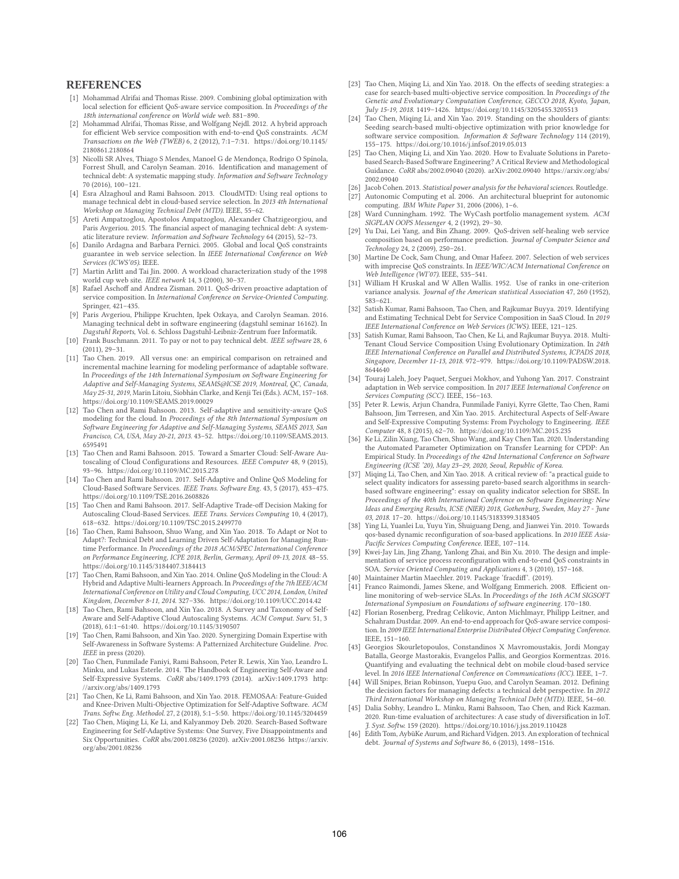## REFERENCES

[1] Mohammad Alrifai and Thomas Risse. 2009. Combining global optimization with local selection for efficient QoS-aware service composition. In *Proceedings of the 18th international conference on World wide web*. 881–890.

[2] Mohammad Alrifai, Thomas Risse, and Wolfgang Nejdl. 2012. A hybrid approach for efficient Web service composition with end-to-end QoS constraints. *ACM Transactions on the Web (TWEB)* 6, 2 (2012), 7:1–7:31. https://doi.org/10.1145/2180861.2180864

[3] Nicolli SR Alves, Thiago S Mendes, Manoel G de Mendonça, Rodrigo O Spínola, Forrest Shull, and Carolyn Seaman. 2016. Identification and management of technical debt: A systematic mapping study. *Information and Software Technology* 70 (2016), 100–121.

[4] Esra Alzaghoul and Rami Bahsoon. 2013. CloudMTD: Using real options to manage technical debt in cloud-based service selection. In *2013 4th International Workshop on Managing Technical Debt (MTD)*. IEEE, 55–62.

[5] Areti Ampatzoglou, Apostolos Ampatzoglou, Alexander Chatzigeorgiou, and Paris Avgeriou. 2015. The financial aspect of managing technical debt: A systematic literature review. *Information and Software Technology* 64 (2015), 52–73.

[6] Danilo Ardagna and Barbara Pernici. 2005. Global and local QoS constraints guarantee in web service selection. In *IEEE International Conference on Web Services (ICWS'05)*. IEEE.

[7] Martin Arlitt and Tai Jin. 2000. A workload characterization study of the 1998 world cup web site. *IEEE network* 14, 3 (2000), 30–37.

[8] Rafael Aschoff and Andrea Zisman. 2011. QoS-driven proactive adaptation of service composition. In *International Conference on Service-Oriented Computing*. Springer, 421–435.

[9] Paris Avgeriou, Philippe Kruchten, Ipek Ozkaya, and Carolyn Seaman. 2016. Managing technical debt in software engineering (dagstuhl seminar 16162). In *Dagstuhl Reports*, Vol. 6. Schloss Dagstuhl-Leibniz-Zentrum fuer Informatik.

[10] Frank Buschmann. 2011. To pay or not to pay technical debt. *IEEE software* 28, 6 (2011), 29–31.

[11] Tao Chen. 2019. All versus one: an empirical comparison on retrained and incremental machine learning for modeling performance of adaptable software. In *Proceedings of the 14th International Symposium on Software Engineering for Adaptive and Self-Managing Systems, SEAMS@ICSE 2019, Montreal, QC, Canada, May 25-31, 2019*, Marin Litoiu, Siobhán Clarke, and Kenji Tei (Eds.). ACM, 157–168. https://doi.org/10.1109/SEAMS.2019.00029

[12] Tao Chen and Rami Bahsoon. 2013. Self-adaptive and sensitivity-aware QoS modeling for the cloud. In *Proceedings of the 8th International Symposium on Software Engineering for Adaptive and Self-Managing Systems, SEAMS 2013, San Francisco, CA, USA, May 20-21, 2013*. 43–52. https://doi.org/10.1109/SEAMS.2013.6595491

[13] Tao Chen and Rami Bahsoon. 2015. Toward a Smarter Cloud: Self-Aware Autoscaling of Cloud Configurations and Resources. *IEEE Computer* 48, 9 (2015), 93–96. https://doi.org/10.1109/MC.2015.278

[14] Tao Chen and Rami Bahsoon. 2017. Self-Adaptive and Online QoS Modeling for Cloud-Based Software Services. *IEEE Trans. Software Eng.* 43, 5 (2017), 453–475. https://doi.org/10.1109/TSE.2016.2608826

[15] Tao Chen and Rami Bahsoon. 2017. Self-Adaptive Trade-off Decision Making for Autoscaling Cloud-Based Services. *IEEE Trans. Services Computing* 10, 4 (2017), 618–632. https://doi.org/10.1109/TSC.2015.2499770

[16] Tao Chen, Rami Bahsoon, Shuo Wang, and Xin Yao. 2018. To Adapt or Not to Adapt?: Technical Debt and Learning Driven Self-Adaptation for Managing Runtime Performance. In *Proceedings of the 2018 ACM/SPEC International Conference on Performance Engineering, ICPE 2018, Berlin, Germany, April 09-13, 2018*. 48–55. https://doi.org/10.1145/3184407.3184413

[17] Tao Chen, Rami Bahsoon, and Xin Yao. 2014. Online QoS Modeling in the Cloud: A Hybrid and Adaptive Multi-learners Approach. In *Proceedings of the 7th IEEE/ACM International Conference on Utility and Cloud Computing, UCC 2014, London, United Kingdom, December 8-11, 2014*. 327–336. https://doi.org/10.1109/UCC.2014.42

[18] Tao Chen, Rami Bahsoon, and Xin Yao. 2018. A Survey and Taxonomy of Self-Aware and Self-Adaptive Cloud Autoscaling Systems. *ACM Comput. Surv.* 51, 3 (2018), 61:1–61:40. https://doi.org/10.1145/3190507

[19] Tao Chen, Rami Bahsoon, and Xin Yao. 2020. Synergizing Domain Expertise with Self-Awareness in Software Systems: A Patternized Architecture Guideline. *Proc. IEEE* in press (2020).

[20] Tao Chen, Funmilade Faniyi, Rami Bahsoon, Peter R. Lewis, Xin Yao, Leandro L. Minku, and Lukas Esterle. 2014. The Handbook of Engineering Self-Aware and Self-Expressive Systems. *CoRR* abs/1409.1793 (2014). arXiv:1409.1793 http://arxiv.org/abs/1409.1793

[21] Tao Chen, Ke Li, Rami Bahsoon, and Xin Yao. 2018. FEMOSAA: Feature-Guided and Knee-Driven Multi-Objective Optimization for Self-Adaptive Software. *ACM Trans. Softw. Eng. Methodol.* 27, 2 (2018), 5:1–5:50. https://doi.org/10.1145/3204459

[22] Tao Chen, Miqing Li, Ke Li, and Kalyanmoy Deb. 2020. Search-Based Software Engineering for Self-Adaptive Systems: One Survey, Five Disappointments and Six Opportunities. *CoRR* abs/2001.08236 (2020). arXiv:2001.08236 https://arxiv.org/abs/2001.08236

[23] Tao Chen, Miqing Li, and Xin Yao. 2018. On the effects of seeding strategies: a case for search-based multi-objective service composition. In *Proceedings of the Genetic and Evolutionary Computation Conference, GECCO 2018, Kyoto, Japan, July 15-19, 2018*. 1419–1426. https://doi.org/10.1145/3205455.3205513

[24] Tao Chen, Miqing Li, and Xin Yao. 2019. Standing on the shoulders of giants: Seeding search-based multi-objective optimization with prior knowledge for software service composition. *Information & Software Technology* 114 (2019), 155–175. https://doi.org/10.1016/j.infsof.2019.05.013

[25] Tao Chen, Miqing Li, and Xin Yao. 2020. How to Evaluate Solutions in Pareto-based Search-Based Software Engineering? A Critical Review and Methodological Guidance. *CoRR* abs/2002.09040 (2020). arXiv:2002.09040 https://arxiv.org/abs/2002.09040

[26] Jacob Cohen. 2013. *Statistical power analysis for the behavioral sciences*. Routledge.

[27] Autonomic Computing et al. 2006. An architectural blueprint for autonomic computing. *IBM White Paper* 31, 2006 (2006), 1–6.

[28] Ward Cunningham. 1992. The WyCash portfolio management system. *ACM SIGPLAN OOPS Messenger* 4, 2 (1992), 29–30.

[29] Yu Dai, Lei Yang, and Bin Zhang. 2009. QoS-driven self-healing web service composition based on performance prediction. *Journal of Computer Science and Technology* 24, 2 (2009), 250–261.

[30] Martine De Cock, Sam Chung, and Omar Hafeez. 2007. Selection of web services with imprecise QoS constraints. In *IEEE/WIC/ACM International Conference on Web Intelligence (WI'07)*. IEEE, 535–541.

[31] William H Kruskal and W Allen Wallis. 1952. Use of ranks in one-criterion variance analysis. *Journal of the American statistical Association* 47, 260 (1952), 583–621.

[32] Satish Kumar, Rami Bahsoon, Tao Chen, and Rajkumar Buyya. 2019. Identifying and Estimating Technical Debt for Service Composition in SaaS Cloud. In *2019 IEEE International Conference on Web Services (ICWS)*. IEEE, 121–125.

[33] Satish Kumar, Rami Bahsoon, Tao Chen, Ke Li, and Rajkumar Buyya. 2018. Multi-Tenant Cloud Service Composition Using Evolutionary Optimization. In *24th IEEE International Conference on Parallel and Distributed Systems, ICPADS 2018, Singapore, December 11-13, 2018*. 972–979. https://doi.org/10.1109/PADSW.2018.8644640

[34] Touraj Laleh, Joey Paquet, Serguei Mokhov, and Yuhong Yan. 2017. Constraint adaptation in Web service composition. In *2017 IEEE International Conference on Services Computing (SCC)*. IEEE, 156–163.

[35] Peter R. Lewis, Arjun Chandra, Funmilade Faniyi, Kyrre Glette, Tao Chen, Rami Bahsoon, Jim Tørresen, and Xin Yao. 2015. Architectural Aspects of Self-Aware and Self-Expressive Computing Systems: From Psychology to Engineering. *IEEE Computer* 48, 8 (2015), 62–70. https://doi.org/10.1109/MC.2015.235

[36] Ke Li, Zilin Xiang, Tao Chen, Shuo Wang, and Kay Chen Tan. 2020. Understanding the Automated Parameter Optimization on Transfer Learning for CPDP: An Empirical Study. In *Proceedings of the 42nd International Conference on Software Engineering (ICSE '20), May 23–29, 2020, Seoul, Republic of Korea*.

[37] Miqing Li, Tao Chen, and Xin Yao. 2018. A critical review of: "a practical guide to select quality indicators for assessing pareto-based search algorithms in search-based software engineering": essay on quality indicator selection for SBSE. In *Proceedings of the 40th International Conference on Software Engineering: New Ideas and Emerging Results, ICSE (NIER) 2018, Gothenburg, Sweden, May 27 - June 03, 2018*. 17–20. https://doi.org/10.1145/3183399.3183405

[38] Ying Li, Yuanlei Lu, Yuyu Yin, Shuiguang Deng, and Jianwei Yin. 2010. Towards qos-based dynamic reconfiguration of soa-based applications. In *2010 IEEE Asia-Pacific Services Computing Conference*. IEEE, 107–114.

[39] Kwei-Jay Lin, Jing Zhang, Yanlong Zhai, and Bin Xu. 2010. The design and implementation of service process reconfiguration with end-to-end QoS constraints in SOA. *Service Oriented Computing and Applications* 4, 3 (2010), 157–168.

[40] Maintainer Martin Maechler. 2019. Package 'fracdiff'. (2019).

[41] Franco Raimondi, James Skene, and Wolfgang Emmerich. 2008. Efficient online monitoring of web-service SLAs. In *Proceedings of the 16th ACM SIGSOFT International Symposium on Foundations of software engineering*. 170–180.

[42] Florian Rosenberg, Predrag Celikovic, Anton Michlmayr, Philipp Leitner, and Schahram Dustdar. 2009. An end-to-end approach for QoS-aware service composition. In *2009 IEEE International Enterprise Distributed Object Computing Conference*. IEEE, 151–160.

[43] Georgios Skourletopoulos, Constandinos X Mavromoustakis, Jordi Mongay Batalla, George Mastorakis, Evangelos Pallis, and Georgios Kormentzas. 2016. Quantifying and evaluating the technical debt on mobile cloud-based service level. In *2016 IEEE International Conference on Communications (ICC)*. IEEE, 1–7.

[44] Will Snipes, Brian Robinson, Yuepu Guo, and Carolyn Seaman. 2012. Defining the decision factors for managing defects: a technical debt perspective. In *2012 Third International Workshop on Managing Technical Debt (MTD)*. IEEE, 54–60.

[45] Dalia Sobhy, Leandro L. Minku, Rami Bahsoon, Tao Chen, and Rick Kazman. 2020. Run-time evaluation of architectures: A case study of diversification in IoT. *J. Syst. Softw.* 159 (2020). https://doi.org/10.1016/j.jss.2019.110428

[46] Edith Tom, AybüKe Aurum, and Richard Vidgen. 2013. An exploration of technical debt. *Journal of Systems and Software* 86, 6 (2013), 1498–1516.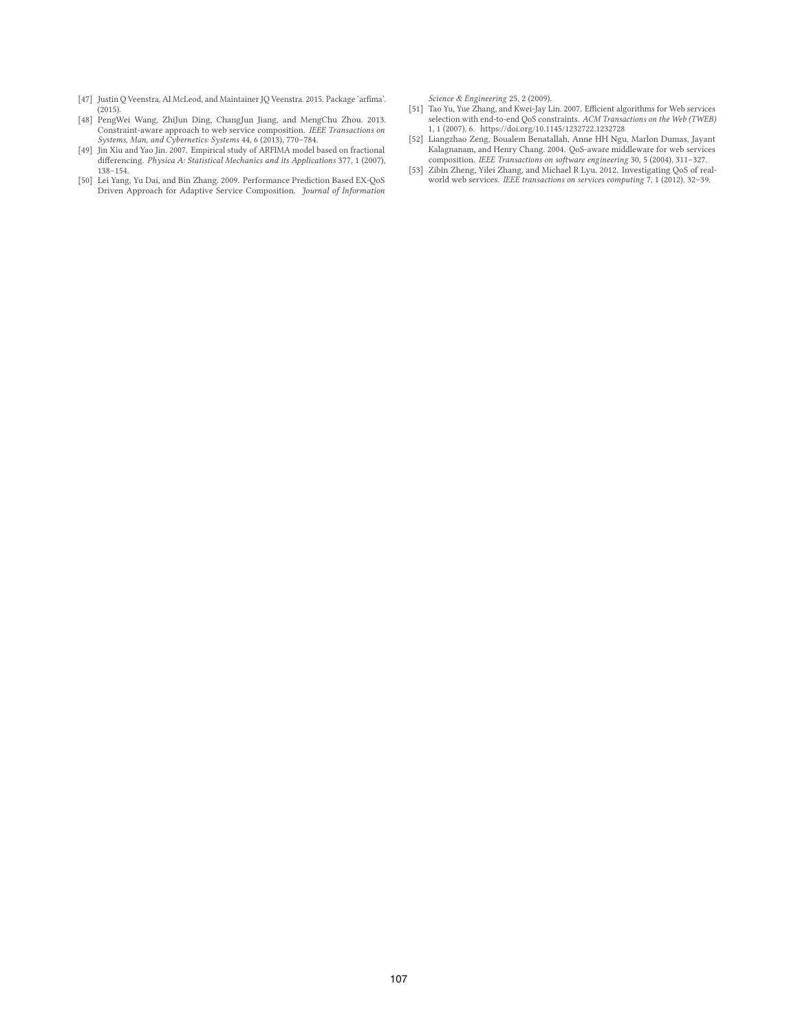[47] Justin Q Veenstra, AI McLeod, and Maintainer JQ Veenstra. 2015. Package 'arfima'. (2015).

[48] PengWei Wang, ZhiJun Ding, ChangJun Jiang, and MengChu Zhou. 2013. Constraint-aware approach to web service composition. *IEEE Transactions on Systems, Man, and Cybernetics: Systems* 44, 6 (2013), 770–784.

[49] Jin Xiu and Yao Jin. 2007. Empirical study of ARFIMA model based on fractional differencing. *Physica A: Statistical Mechanics and its Applications* 377, 1 (2007), 138–154.

[50] Lei Yang, Yu Dai, and Bin Zhang. 2009. Performance Prediction Based EX-QoS Driven Approach for Adaptive Service Composition. *Journal of Information Science & Engineering* 25, 2 (2009).

[51] Tao Yu, Yue Zhang, and Kwei-Jay Lin. 2007. Efficient algorithms for Web services selection with end-to-end QoS constraints. *ACM Transactions on the Web (TWEB)* 1, 1 (2007), 6. https://doi.org/10.1145/1232722.1232728

[52] Liangzhao Zeng, Boualem Benatallah, Anne HH Ngu, Marlon Dumas, Jayant Kalagnanam, and Henry Chang. 2004. QoS-aware middleware for web services composition. *IEEE Transactions on software engineering* 30, 5 (2004), 311–327.

[53] Zibin Zheng, Yilei Zhang, and Michael R Lyu. 2012. Investigating QoS of real-world web services. *IEEE transactions on services computing* 7, 1 (2012), 32–39.